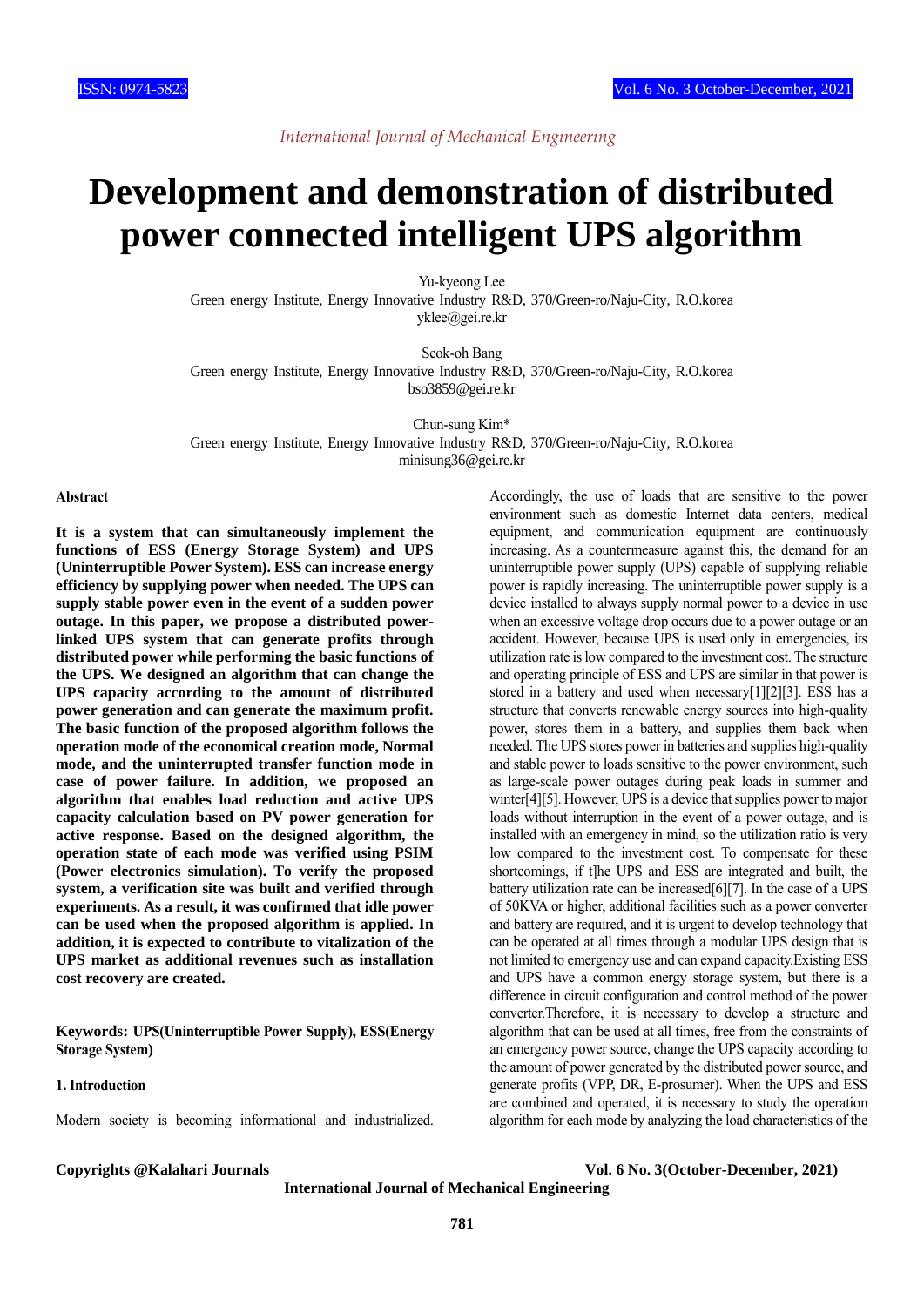# Development and demonstration of distributed power connected intelligent UPS algorithm

Yu-kyeong Lee
Green energy Institute, Energy Innovative Industry R&D, 370/Green-ro/Naju-City, R.O.korea
yklee@gei.re.kr

Seok-oh Bang
Green energy Institute, Energy Innovative Industry R&D, 370/Green-ro/Naju-City, R.O.korea
bso3859@gei.re.kr

Chun-sung Kim*
Green energy Institute, Energy Innovative Industry R&D, 370/Green-ro/Naju-City, R.O.korea
minisung36@gei.re.kr

**Abstract**

**It is a system that can simultaneously implement the functions of ESS (Energy Storage System) and UPS (Uninterruptible Power System). ESS can increase energy efficiency by supplying power when needed. The UPS can supply stable power even in the event of a sudden power outage. In this paper, we propose a distributed power-linked UPS system that can generate profits through distributed power while performing the basic functions of the UPS. We designed an algorithm that can change the UPS capacity according to the amount of distributed power generation and can generate the maximum profit. The basic function of the proposed algorithm follows the operation mode of the economical creation mode, Normal mode, and the uninterrupted transfer function mode in case of power failure. In addition, we proposed an algorithm that enables load reduction and active UPS capacity calculation based on PV power generation for active response. Based on the designed algorithm, the operation state of each mode was verified using PSIM (Power electronics simulation). To verify the proposed system, a verification site was built and verified through experiments. As a result, it was confirmed that idle power can be used when the proposed algorithm is applied. In addition, it is expected to contribute to vitalization of the UPS market as additional revenues such as installation cost recovery are created.**

**Keywords: UPS(Uninterruptible Power Supply), ESS(Energy Storage System)**

## 1. Introduction

Modern society is becoming informational and industrialized. Accordingly, the use of loads that are sensitive to the power environment such as domestic Internet data centers, medical equipment, and communication equipment are continuously increasing. As a countermeasure against this, the demand for an uninterruptible power supply (UPS) capable of supplying reliable power is rapidly increasing. The uninterruptible power supply is a device installed to always supply normal power to a device in use when an excessive voltage drop occurs due to a power outage or an accident. However, because UPS is used only in emergencies, its utilization rate is low compared to the investment cost. The structure and operating principle of ESS and UPS are similar in that power is stored in a battery and used when necessary[1][2][3]. ESS has a structure that converts renewable energy sources into high-quality power, stores them in a battery, and supplies them back when needed. The UPS stores power in batteries and supplies high-quality and stable power to loads sensitive to the power environment, such as large-scale power outages during peak loads in summer and winter[4][5]. However, UPS is a device that supplies power to major loads without interruption in the event of a power outage, and is installed with an emergency in mind, so the utilization ratio is very low compared to the investment cost. To compensate for these shortcomings, if t]he UPS and ESS are integrated and built, the battery utilization rate can be increased[6][7]. In the case of a UPS of 50KVA or higher, additional facilities such as a power converter and battery are required, and it is urgent to develop technology that can be operated at all times through a modular UPS design that is not limited to emergency use and can expand capacity.Existing ESS and UPS have a common energy storage system, but there is a difference in circuit configuration and control method of the power converter.Therefore, it is necessary to develop a structure and algorithm that can be used at all times, free from the constraints of an emergency power source, change the UPS capacity according to the amount of power generated by the distributed power source, and generate profits (VPP, DR, E-prosumer). When the UPS and ESS are combined and operated, it is necessary to study the operation algorithm for each mode by analyzing the load characteristics of the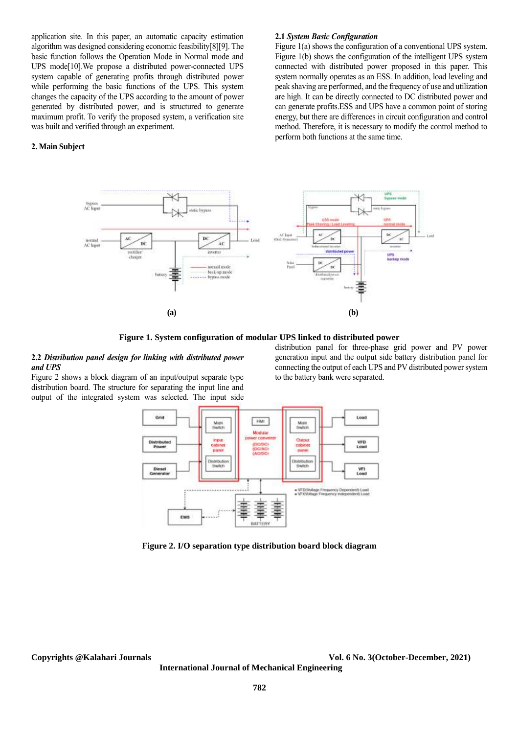application site. In this paper, an automatic capacity estimation algorithm was designed considering economic feasibility[8][9]. The basic function follows the Operation Mode in Normal mode and UPS mode[10].We propose a distributed power-connected UPS system capable of generating profits through distributed power while performing the basic functions of the UPS. This system changes the capacity of the UPS according to the amount of power generated by distributed power, and is structured to generate maximum profit. To verify the proposed system, a verification site was built and verified through an experiment.

## 2. Main Subject

### 2.1 *System Basic Configuration*

Figure 1(a) shows the configuration of a conventional UPS system. Figure 1(b) shows the configuration of the intelligent UPS system connected with distributed power proposed in this paper. This system normally operates as an ESS. In addition, load leveling and peak shaving are performed, and the frequency of use and utilization are high. It can be directly connected to DC distributed power and can generate profits.ESS and UPS have a common point of storing energy, but there are differences in circuit configuration and control method. Therefore, it is necessary to modify the control method to perform both functions at the same time.

(a) (b)

**Figure 1. System configuration of modular UPS linked to distributed power**

### 2.2 *Distribution panel design for linking with distributed power and UPS*

Figure 2 shows a block diagram of an input/output separate type distribution board. The structure for separating the input line and output of the integrated system was selected. The input side distribution panel for three-phase grid power and PV power generation input and the output side battery distribution panel for connecting the output of each UPS and PV distributed power system to the battery bank were separated.

**Figure 2. I/O separation type distribution board block diagram**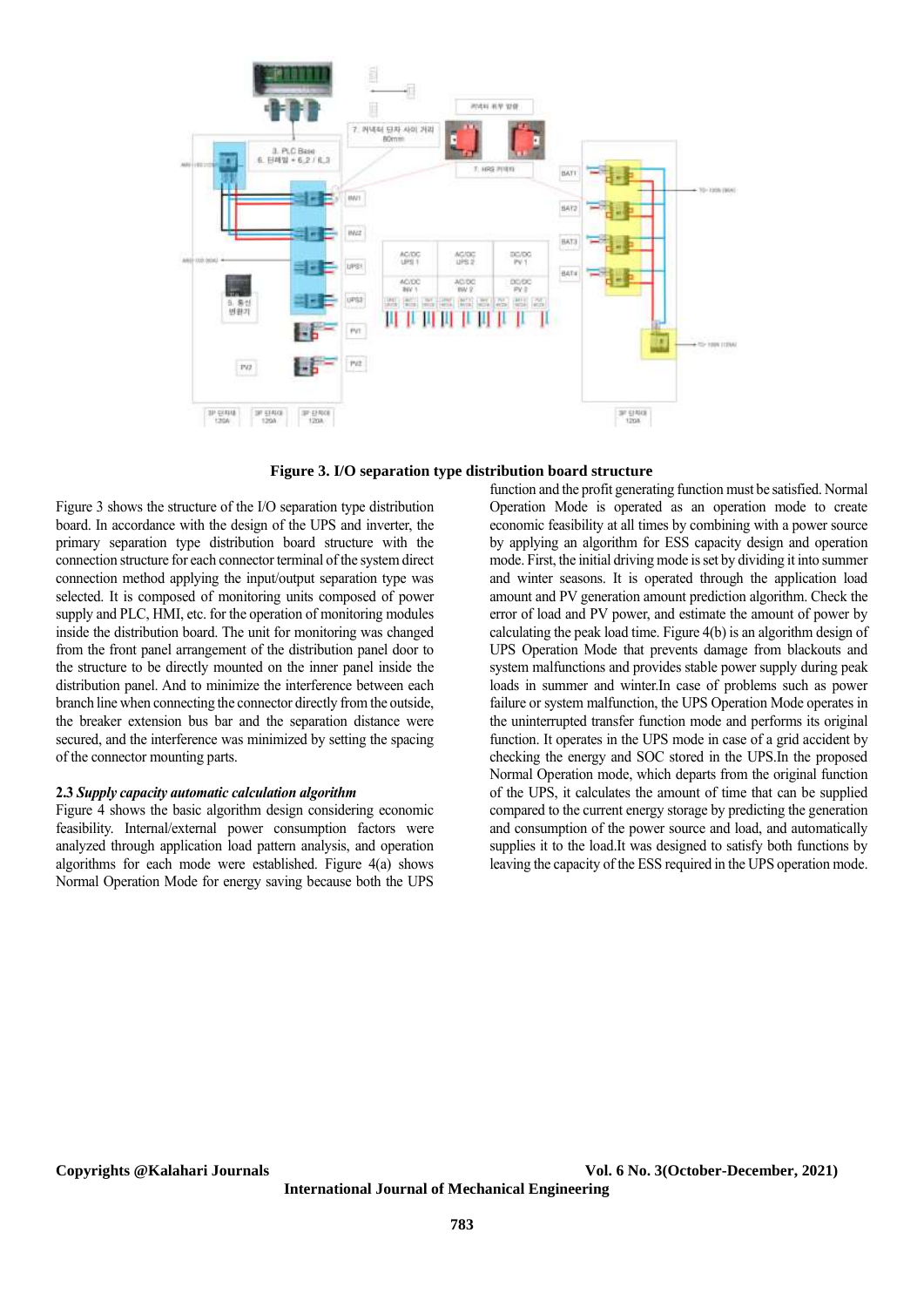**Figure 3. I/O separation type distribution board structure**

Figure 3 shows the structure of the I/O separation type distribution board. In accordance with the design of the UPS and inverter, the primary separation type distribution board structure with the connection structure for each connector terminal of the system direct connection method applying the input/output separation type was selected. It is composed of monitoring units composed of power supply and PLC, HMI, etc. for the operation of monitoring modules inside the distribution board. The unit for monitoring was changed from the front panel arrangement of the distribution panel door to the structure to be directly mounted on the inner panel inside the distribution panel. And to minimize the interference between each branch line when connecting the connector directly from the outside, the breaker extension bus bar and the separation distance were secured, and the interference was minimized by setting the spacing of the connector mounting parts.

### 2.3 *Supply capacity automatic calculation algorithm*

Figure 4 shows the basic algorithm design considering economic feasibility. Internal/external power consumption factors were analyzed through application load pattern analysis, and operation algorithms for each mode were established. Figure 4(a) shows Normal Operation Mode for energy saving because both the UPS function and the profit generating function must be satisfied. Normal Operation Mode is operated as an operation mode to create economic feasibility at all times by combining with a power source by applying an algorithm for ESS capacity design and operation mode. First, the initial driving mode is set by dividing it into summer and winter seasons. It is operated through the application load amount and PV generation amount prediction algorithm. Check the error of load and PV power, and estimate the amount of power by calculating the peak load time. Figure 4(b) is an algorithm design of UPS Operation Mode that prevents damage from blackouts and system malfunctions and provides stable power supply during peak loads in summer and winter.In case of problems such as power failure or system malfunction, the UPS Operation Mode operates in the uninterrupted transfer function mode and performs its original function. It operates in the UPS mode in case of a grid accident by checking the energy and SOC stored in the UPS.In the proposed Normal Operation mode, which departs from the original function of the UPS, it calculates the amount of time that can be supplied compared to the current energy storage by predicting the generation and consumption of the power source and load, and automatically supplies it to the load.It was designed to satisfy both functions by leaving the capacity of the ESS required in the UPS operation mode.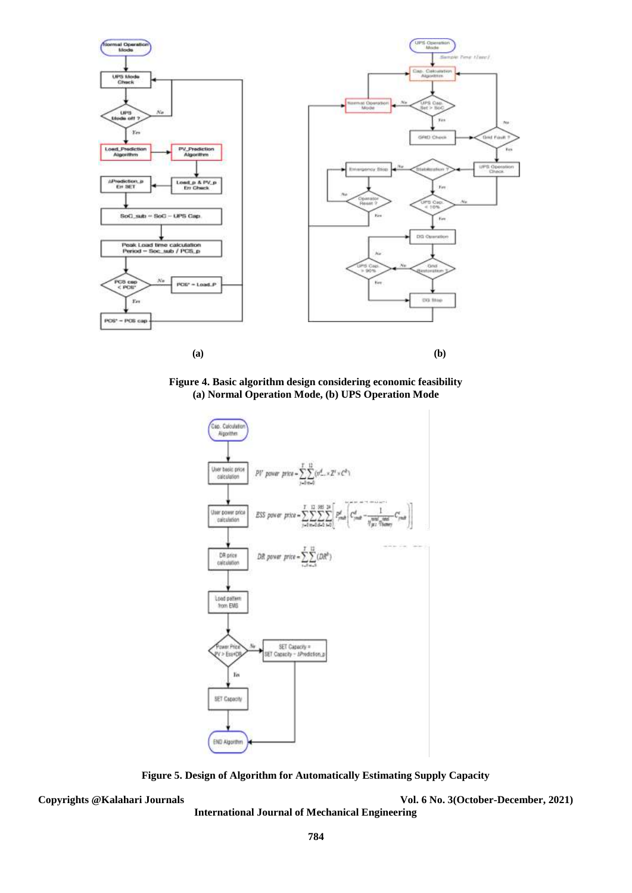**(a)** **(b)**

**Figure 4. Basic algorithm design considering economic feasibility**
**(a) Normal Operation Mode, (b) UPS Operation Mode**

**Figure 5. Design of Algorithm for Automatically Estimating Supply Capacity**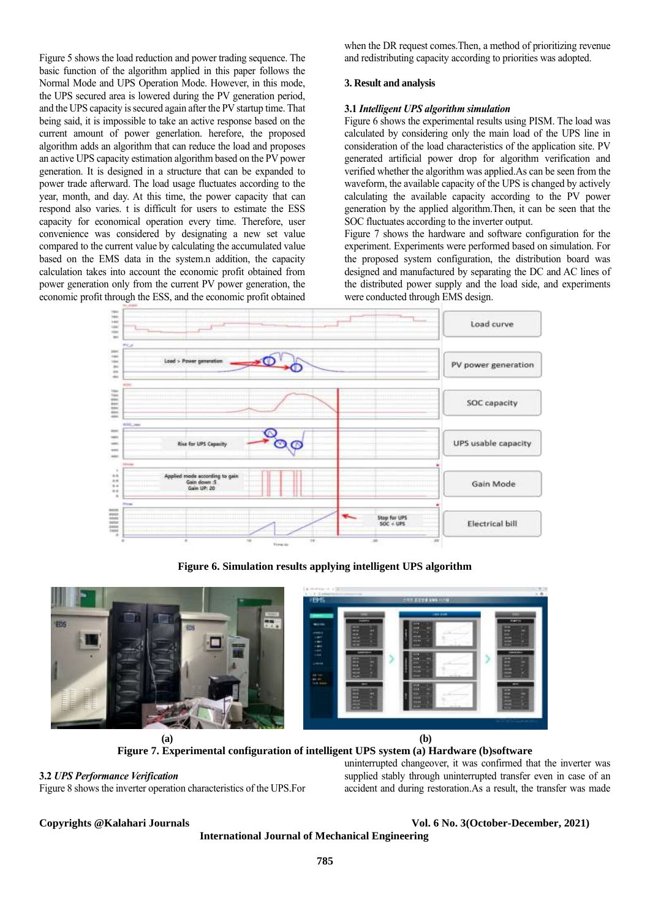Figure 5 shows the load reduction and power trading sequence. The basic function of the algorithm applied in this paper follows the Normal Mode and UPS Operation Mode. However, in this mode, the UPS secured area is lowered during the PV generation period, and the UPS capacity is secured again after the PV startup time. That being said, it is impossible to take an active response based on the current amount of power generation. herefore, the proposed algorithm adds an algorithm that can reduce the load and proposes an active UPS capacity estimation algorithm based on the PV power generation. It is designed in a structure that can be expanded to power trade afterward. The load usage fluctuates according to the year, month, and day. At this time, the power capacity that can respond also varies. t is difficult for users to estimate the ESS capacity for economical operation every time. Therefore, user convenience was considered by designating a new set value compared to the current value by calculating the accumulated value based on the EMS data in the system.n addition, the capacity calculation takes into account the economic profit obtained from power generation only from the current PV power generation, the economic profit through the ESS, and the economic profit obtained when the DR request comes.Then, a method of prioritizing revenue and redistributing capacity according to priorities was adopted.

## 3. Result and analysis

### 3.1 *Intelligent UPS algorithm simulation*

Figure 6 shows the experimental results using PISM. The load was calculated by considering only the main load of the UPS line in consideration of the load characteristics of the application site. PV generated artificial power drop for algorithm verification and verified whether the algorithm was applied.As can be seen from the waveform, the available capacity of the UPS is changed by actively calculating the available capacity according to the PV power generation by the applied algorithm.Then, it can be seen that the SOC fluctuates according to the inverter output.

Figure 7 shows the hardware and software configuration for the experiment. Experiments were performed based on simulation. For the proposed system configuration, the distribution board was designed and manufactured by separating the DC and AC lines of the distributed power supply and the load side, and experiments were conducted through EMS design.

**Figure 6. Simulation results applying intelligent UPS algorithm**

(a) (b)

**Figure 7. Experimental configuration of intelligent UPS system (a) Hardware (b)software**

### 3.2 *UPS Performance Verification*

Figure 8 shows the inverter operation characteristics of the UPS.For uninterrupted changeover, it was confirmed that the inverter was supplied stably through uninterrupted transfer even in case of an accident and during restoration.As a result, the transfer was made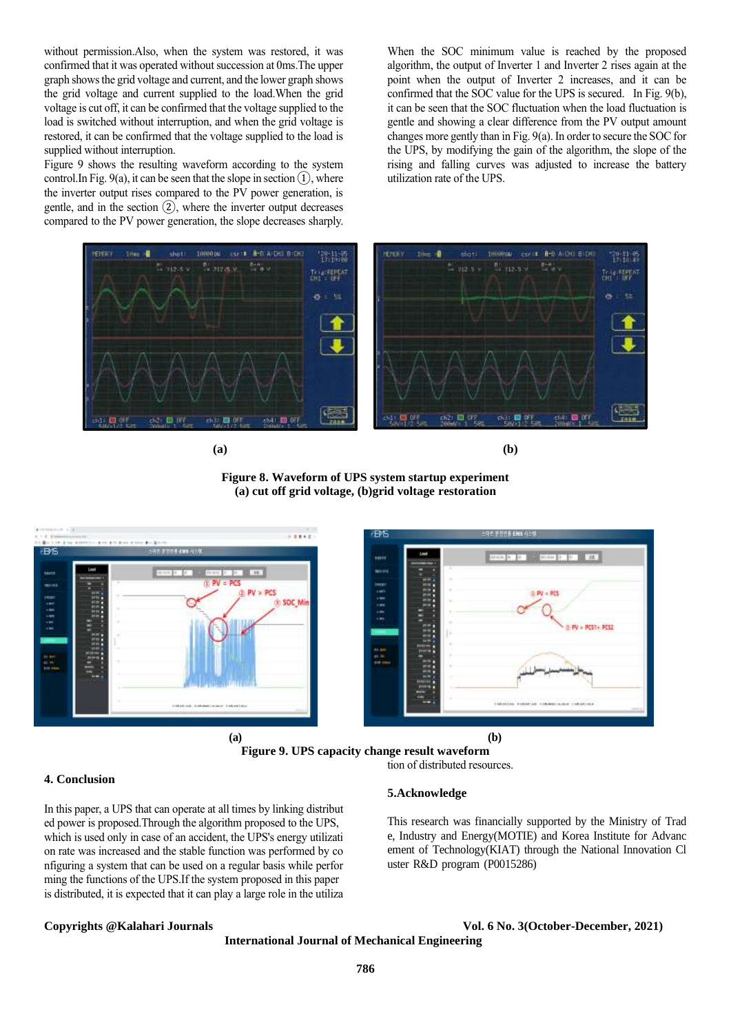without permission.Also, when the system was restored, it was confirmed that it was operated without succession at 0ms.The upper graph shows the grid voltage and current, and the lower graph shows the grid voltage and current supplied to the load.When the grid voltage is cut off, it can be confirmed that the voltage supplied to the load is switched without interruption, and when the grid voltage is restored, it can be confirmed that the voltage supplied to the load is supplied without interruption.

Figure 9 shows the resulting waveform according to the system control.In Fig. 9(a), it can be seen that the slope in section ①, where the inverter output rises compared to the PV power generation, is gentle, and in the section ②, where the inverter output decreases compared to the PV power generation, the slope decreases sharply.

When the SOC minimum value is reached by the proposed algorithm, the output of Inverter 1 and Inverter 2 rises again at the point when the output of Inverter 2 increases, and it can be confirmed that the SOC value for the UPS is secured. In Fig. 9(b), it can be seen that the SOC fluctuation when the load fluctuation is gentle and showing a clear difference from the PV output amount changes more gently than in Fig. 9(a). In order to secure the SOC for the UPS, by modifying the gain of the algorithm, the slope of the rising and falling curves was adjusted to increase the battery utilization rate of the UPS.

(a) (b)

**Figure 8. Waveform of UPS system startup experiment**
**(a) cut off grid voltage, (b)grid voltage restoration**

(a) (b)

**Figure 9. UPS capacity change result waveform**

## 4. Conclusion

In this paper, a UPS that can operate at all times by linking distributed power is proposed.Through the algorithm proposed to the UPS, which is used only in case of an accident, the UPS's energy utilization rate was increased and the stable function was performed by configuring a system that can be used on a regular basis while performing the functions of the UPS.If the system proposed in this paper is distributed, it is expected that it can play a large role in the utilization of distributed resources.

## 5.Acknowledge

This research was financially supported by the Ministry of Trade, Industry and Energy(MOTIE) and Korea Institute for Advancement of Technology(KIAT) through the National Innovation Cluster R&D program (P0015286)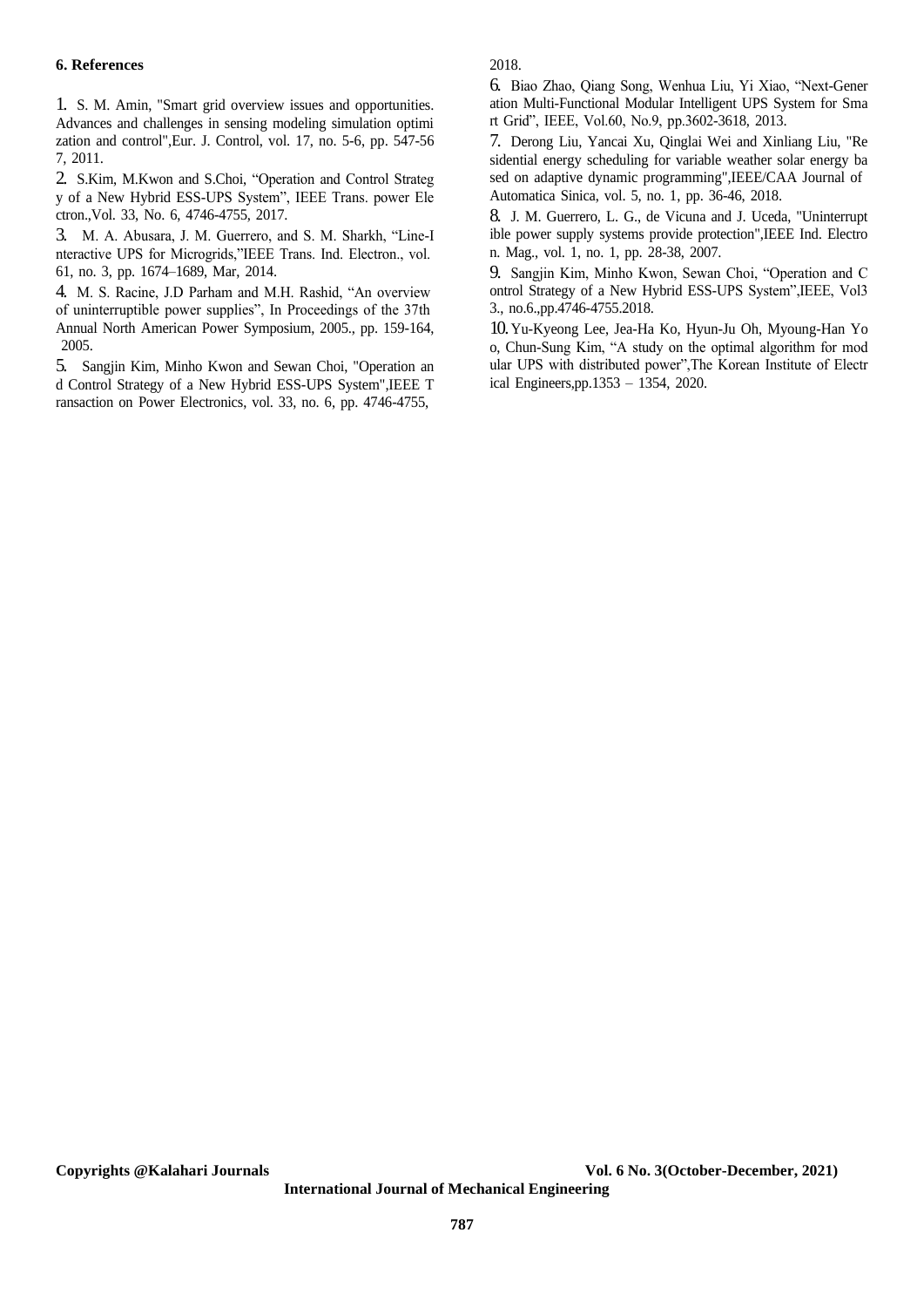### 6. References

1. S. M. Amin, "Smart grid overview issues and opportunities. Advances and challenges in sensing modeling simulation optimization and control",Eur. J. Control, vol. 17, no. 5-6, pp. 547-567, 2011.

2. S.Kim, M.Kwon and S.Choi, "Operation and Control Strategy of a New Hybrid ESS-UPS System", IEEE Trans. power Electron.,Vol. 33, No. 6, 4746-4755, 2017.

3. M. A. Abusara, J. M. Guerrero, and S. M. Sharkh, "Line-Interactive UPS for Microgrids,"IEEE Trans. Ind. Electron., vol. 61, no. 3, pp. 1674–1689, Mar, 2014.

4. M. S. Racine, J.D Parham and M.H. Rashid, "An overview of uninterruptible power supplies", In Proceedings of the 37th Annual North American Power Symposium, 2005., pp. 159-164, 2005.

5. Sangjin Kim, Minho Kwon and Sewan Choi, "Operation and Control Strategy of a New Hybrid ESS-UPS System",IEEE Transaction on Power Electronics, vol. 33, no. 6, pp. 4746-4755, 2018.

6. Biao Zhao, Qiang Song, Wenhua Liu, Yi Xiao, "Next-Generation Multi-Functional Modular Intelligent UPS System for Smart Grid", IEEE, Vol.60, No.9, pp.3602-3618, 2013.

7. Derong Liu, Yancai Xu, Qinglai Wei and Xinliang Liu, "Residential energy scheduling for variable weather solar energy based on adaptive dynamic programming",IEEE/CAA Journal of Automatica Sinica, vol. 5, no. 1, pp. 36-46, 2018.

8. J. M. Guerrero, L. G., de Vicuna and J. Uceda, "Uninterruptible power supply systems provide protection",IEEE Ind. Electron. Mag., vol. 1, no. 1, pp. 28-38, 2007.

9. Sangjin Kim, Minho Kwon, Sewan Choi, "Operation and Control Strategy of a New Hybrid ESS-UPS System",IEEE, Vol33., no.6.,pp.4746-4755.2018.

10. Yu-Kyeong Lee, Jea-Ha Ko, Hyun-Ju Oh, Myoung-Han Yoo, Chun-Sung Kim, "A study on the optimal algorithm for modular UPS with distributed power",The Korean Institute of Electrical Engineers,pp.1353 – 1354, 2020.